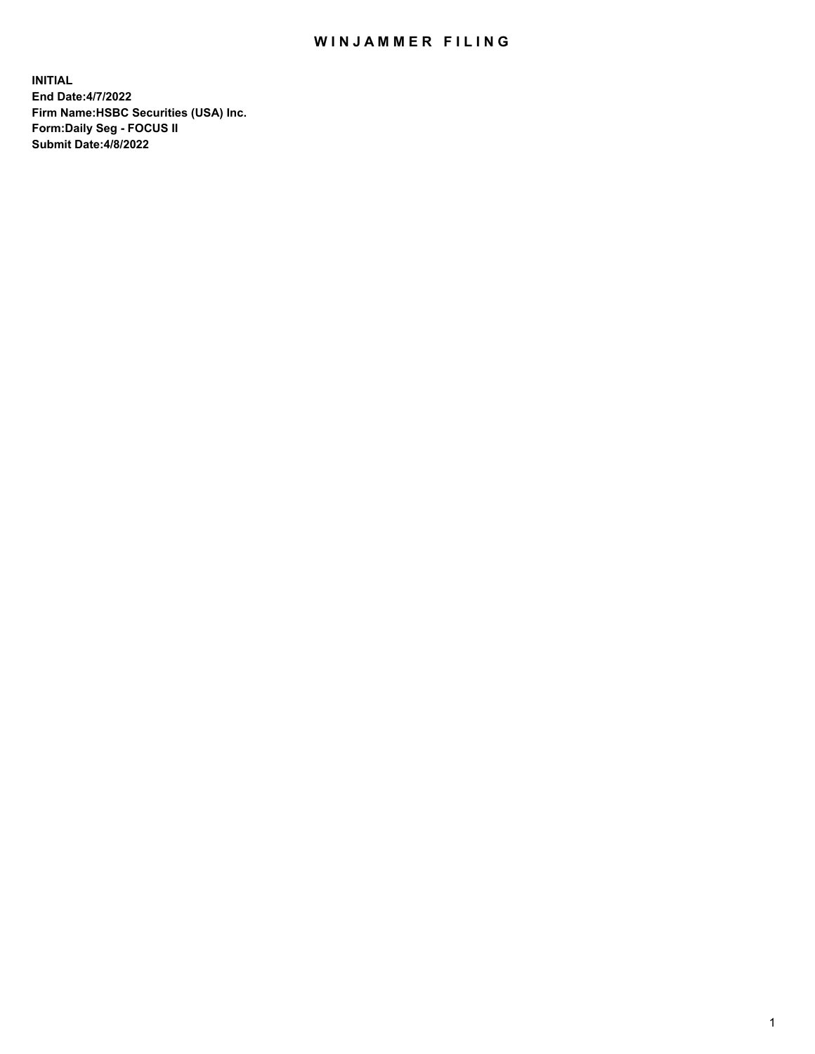# WINJAMMER FILING

**INITIAL**
**End Date:4/7/2022**
**Firm Name:HSBC Securities (USA) Inc.**
**Form:Daily Seg - FOCUS II**
**Submit Date:4/8/2022**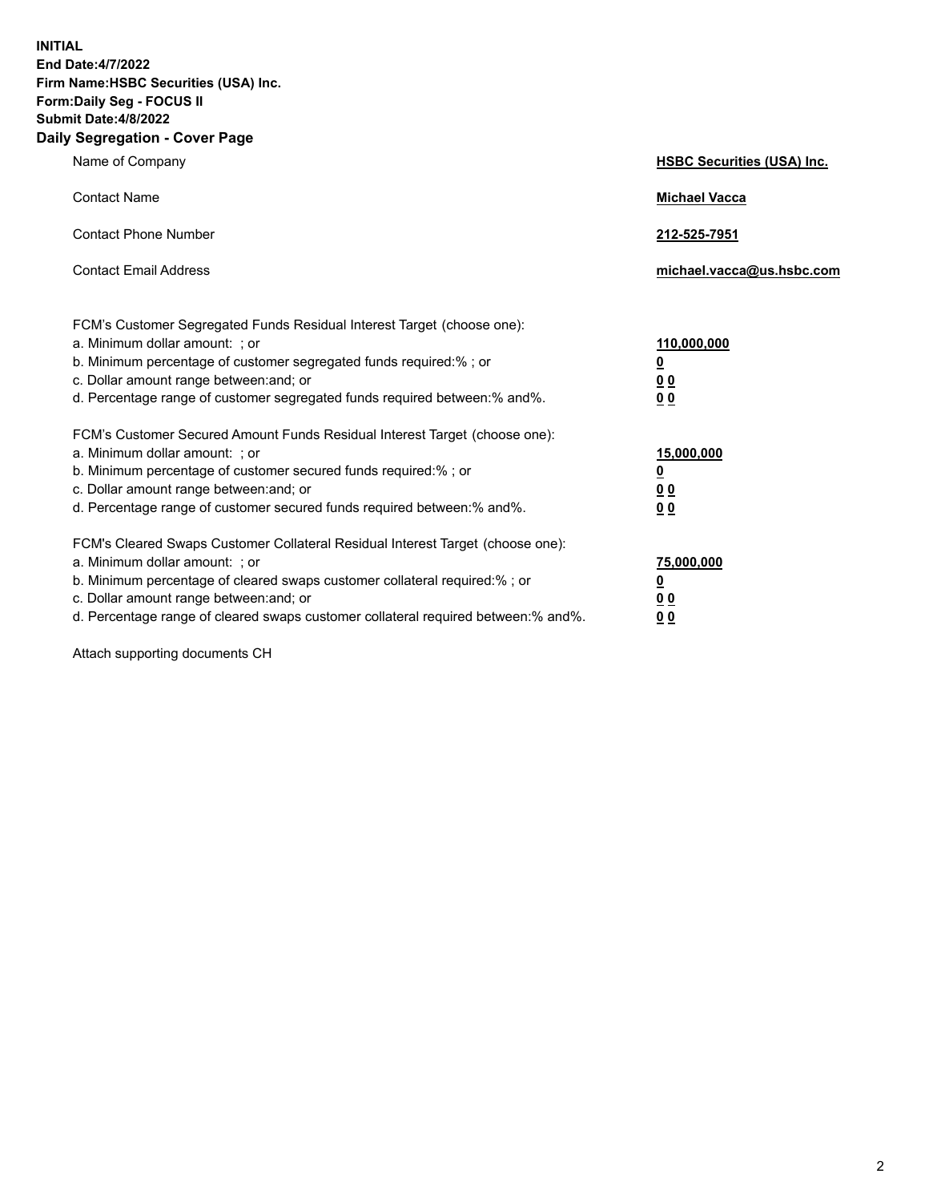**INITIAL**
**End Date:4/7/2022**
**Firm Name:HSBC Securities (USA) Inc.**
**Form:Daily Seg - FOCUS II**
**Submit Date:4/8/2022**

## Daily Segregation - Cover Page

| | |
|---|---|
| Name of Company | **HSBC Securities (USA) Inc.** |
| Contact Name | **Michael Vacca** |
| Contact Phone Number | **212-525-7951** |
| Contact Email Address | **michael.vacca@us.hsbc.com** |

| | |
|---|---|
| FCM's Customer Segregated Funds Residual Interest Target (choose one): | |
| a. Minimum dollar amount: ; or | **110,000,000** |
| b. Minimum percentage of customer segregated funds required:% ; or | **0** |
| c. Dollar amount range between:and; or | **0 0** |
| d. Percentage range of customer segregated funds required between:% and%. | **0 0** |
| FCM's Customer Secured Amount Funds Residual Interest Target (choose one): | |
| a. Minimum dollar amount: ; or | **15,000,000** |
| b. Minimum percentage of customer secured funds required:% ; or | **0** |
| c. Dollar amount range between:and; or | **0 0** |
| d. Percentage range of customer secured funds required between:% and%. | **0 0** |
| FCM's Cleared Swaps Customer Collateral Residual Interest Target (choose one): | |
| a. Minimum dollar amount: ; or | **75,000,000** |
| b. Minimum percentage of cleared swaps customer collateral required:% ; or | **0** |
| c. Dollar amount range between:and; or | **0 0** |
| d. Percentage range of cleared swaps customer collateral required between:% and%. | **0 0** |

Attach supporting documents CH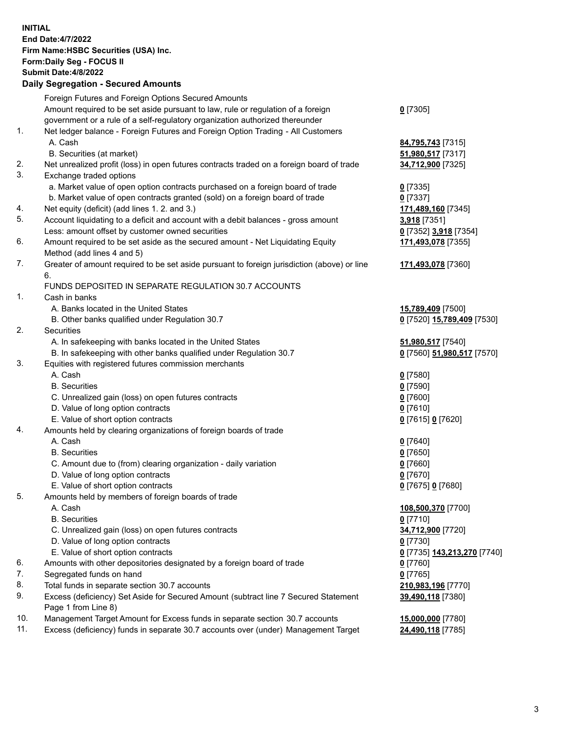**INITIAL**
**End Date:4/7/2022**
**Firm Name:HSBC Securities (USA) Inc.**
**Form:Daily Seg - FOCUS II**
**Submit Date:4/8/2022**

## Daily Segregation - Secured Amounts

| | | |
|---|---|---|
| | Foreign Futures and Foreign Options Secured Amounts | |
| | Amount required to be set aside pursuant to law, rule or regulation of a foreign government or a rule of a self-regulatory organization authorized thereunder | **0** [7305] |
| 1. | Net ledger balance - Foreign Futures and Foreign Option Trading - All Customers | |
| | A. Cash | **84,795,743** [7315] |
| | B. Securities (at market) | **51,980,517** [7317] |
| 2. | Net unrealized profit (loss) in open futures contracts traded on a foreign board of trade | **34,712,900** [7325] |
| 3. | Exchange traded options | |
| | a. Market value of open option contracts purchased on a foreign board of trade | **0** [7335] |
| | b. Market value of open contracts granted (sold) on a foreign board of trade | **0** [7337] |
| 4. | Net equity (deficit) (add lines 1. 2. and 3.) | **171,489,160** [7345] |
| 5. | Account liquidating to a deficit and account with a debit balances - gross amount | **3,918** [7351] |
| | Less: amount offset by customer owned securities | **0** [7352] **3,918** [7354] |
| 6. | Amount required to be set aside as the secured amount - Net Liquidating Equity Method (add lines 4 and 5) | **171,493,078** [7355] |
| 7. | Greater of amount required to be set aside pursuant to foreign jurisdiction (above) or line 6. | **171,493,078** [7360] |
| | FUNDS DEPOSITED IN SEPARATE REGULATION 30.7 ACCOUNTS | |
| 1. | Cash in banks | |
| | A. Banks located in the United States | **15,789,409** [7500] |
| | B. Other banks qualified under Regulation 30.7 | **0** [7520] **15,789,409** [7530] |
| 2. | Securities | |
| | A. In safekeeping with banks located in the United States | **51,980,517** [7540] |
| | B. In safekeeping with other banks qualified under Regulation 30.7 | **0** [7560] **51,980,517** [7570] |
| 3. | Equities with registered futures commission merchants | |
| | A. Cash | **0** [7580] |
| | B. Securities | **0** [7590] |
| | C. Unrealized gain (loss) on open futures contracts | **0** [7600] |
| | D. Value of long option contracts | **0** [7610] |
| | E. Value of short option contracts | **0** [7615] **0** [7620] |
| 4. | Amounts held by clearing organizations of foreign boards of trade | |
| | A. Cash | **0** [7640] |
| | B. Securities | **0** [7650] |
| | C. Amount due to (from) clearing organization - daily variation | **0** [7660] |
| | D. Value of long option contracts | **0** [7670] |
| | E. Value of short option contracts | **0** [7675] **0** [7680] |
| 5. | Amounts held by members of foreign boards of trade | |
| | A. Cash | **108,500,370** [7700] |
| | B. Securities | **0** [7710] |
| | C. Unrealized gain (loss) on open futures contracts | **34,712,900** [7720] |
| | D. Value of long option contracts | **0** [7730] |
| | E. Value of short option contracts | **0** [7735] **143,213,270** [7740] |
| 6. | Amounts with other depositories designated by a foreign board of trade | **0** [7760] |
| 7. | Segregated funds on hand | **0** [7765] |
| 8. | Total funds in separate section 30.7 accounts | **210,983,196** [7770] |
| 9. | Excess (deficiency) Set Aside for Secured Amount (subtract line 7 Secured Statement Page 1 from Line 8) | **39,490,118** [7380] |
| 10. | Management Target Amount for Excess funds in separate section 30.7 accounts | **15,000,000** [7780] |
| 11. | Excess (deficiency) funds in separate 30.7 accounts over (under) Management Target | **24,490,118** [7785] |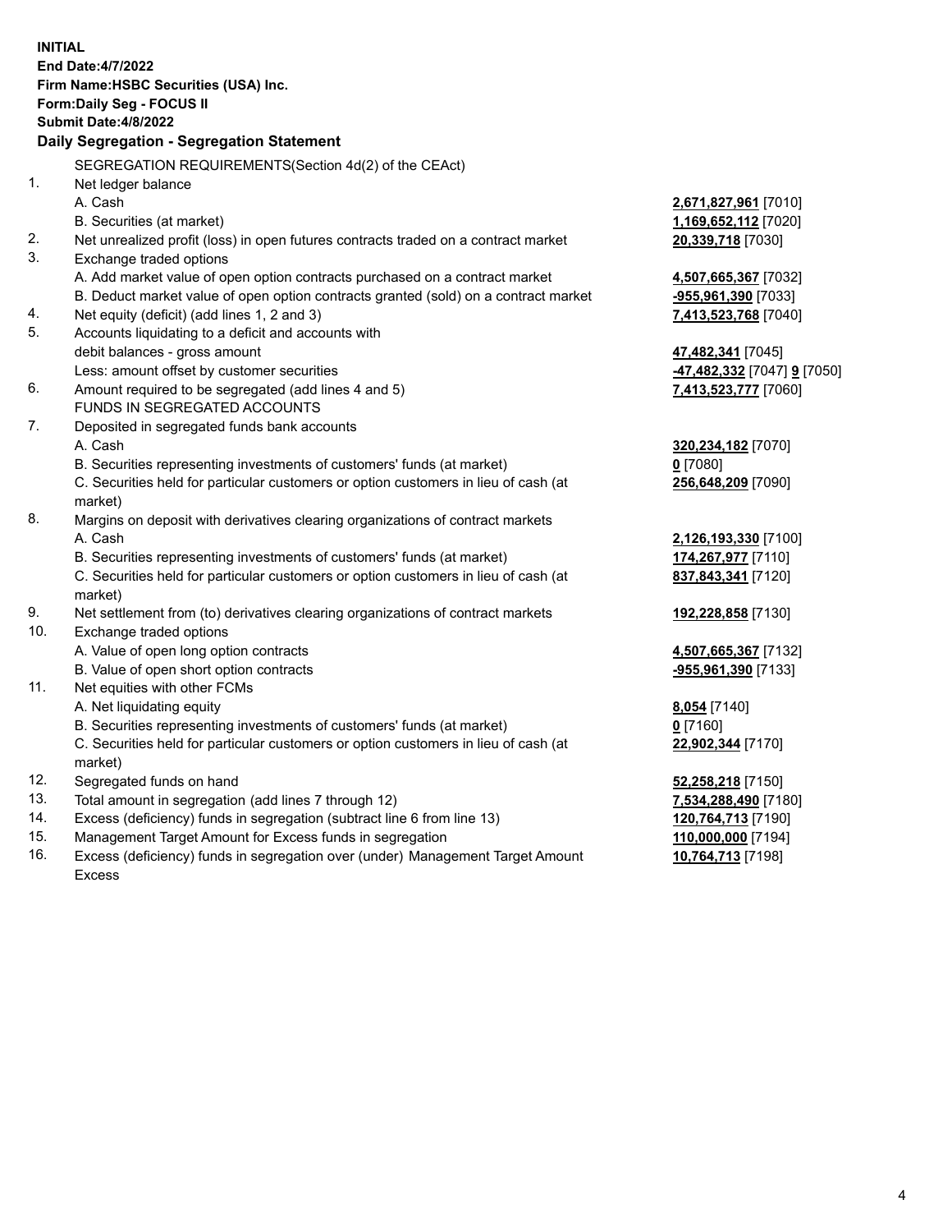**INITIAL**
**End Date:4/7/2022**
**Firm Name:HSBC Securities (USA) Inc.**
**Form:Daily Seg - FOCUS II**
**Submit Date:4/8/2022**

## Daily Segregation - Segregation Statement

SEGREGATION REQUIREMENTS(Section 4d(2) of the CEAct)

| | | |
|---|---|---|
| 1. | Net ledger balance | |
| | A. Cash | **2,671,827,961** [7010] |
| | B. Securities (at market) | **1,169,652,112** [7020] |
| 2. | Net unrealized profit (loss) in open futures contracts traded on a contract market | **20,339,718** [7030] |
| 3. | Exchange traded options | |
| | A. Add market value of open option contracts purchased on a contract market | **4,507,665,367** [7032] |
| | B. Deduct market value of open option contracts granted (sold) on a contract market | **-955,961,390** [7033] |
| 4. | Net equity (deficit) (add lines 1, 2 and 3) | **7,413,523,768** [7040] |
| 5. | Accounts liquidating to a deficit and accounts with | |
| | debit balances - gross amount | **47,482,341** [7045] |
| | Less: amount offset by customer securities | **-47,482,332** [7047] **9** [7050] |
| 6. | Amount required to be segregated (add lines 4 and 5) | **7,413,523,777** [7060] |
| | FUNDS IN SEGREGATED ACCOUNTS | |
| 7. | Deposited in segregated funds bank accounts | |
| | A. Cash | **320,234,182** [7070] |
| | B. Securities representing investments of customers' funds (at market) | **0** [7080] |
| | C. Securities held for particular customers or option customers in lieu of cash (at market) | **256,648,209** [7090] |
| 8. | Margins on deposit with derivatives clearing organizations of contract markets | |
| | A. Cash | **2,126,193,330** [7100] |
| | B. Securities representing investments of customers' funds (at market) | **174,267,977** [7110] |
| | C. Securities held for particular customers or option customers in lieu of cash (at market) | **837,843,341** [7120] |
| 9. | Net settlement from (to) derivatives clearing organizations of contract markets | **192,228,858** [7130] |
| 10. | Exchange traded options | |
| | A. Value of open long option contracts | **4,507,665,367** [7132] |
| | B. Value of open short option contracts | **-955,961,390** [7133] |
| 11. | Net equities with other FCMs | |
| | A. Net liquidating equity | **8,054** [7140] |
| | B. Securities representing investments of customers' funds (at market) | **0** [7160] |
| | C. Securities held for particular customers or option customers in lieu of cash (at market) | **22,902,344** [7170] |
| 12. | Segregated funds on hand | **52,258,218** [7150] |
| 13. | Total amount in segregation (add lines 7 through 12) | **7,534,288,490** [7180] |
| 14. | Excess (deficiency) funds in segregation (subtract line 6 from line 13) | **120,764,713** [7190] |
| 15. | Management Target Amount for Excess funds in segregation | **110,000,000** [7194] |
| 16. | Excess (deficiency) funds in segregation over (under) Management Target Amount Excess | **10,764,713** [7198] |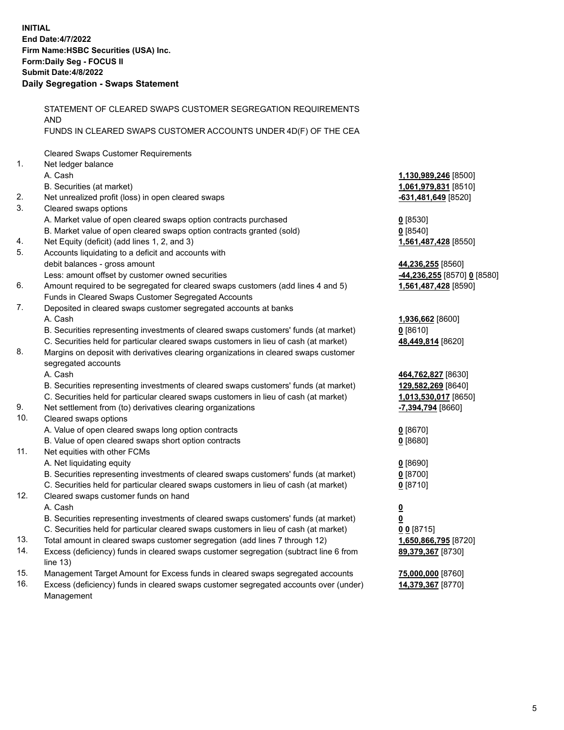**INITIAL**
**End Date:4/7/2022**
**Firm Name:HSBC Securities (USA) Inc.**
**Form:Daily Seg - FOCUS II**
**Submit Date:4/8/2022**
**Daily Segregation - Swaps Statement**

STATEMENT OF CLEARED SWAPS CUSTOMER SEGREGATION REQUIREMENTS AND
FUNDS IN CLEARED SWAPS CUSTOMER ACCOUNTS UNDER 4D(F) OF THE CEA

| | | |
|---|---|---|
| | Cleared Swaps Customer Requirements | |
| 1. | Net ledger balance | |
| | A. Cash | **1,130,989,246** [8500] |
| | B. Securities (at market) | **1,061,979,831** [8510] |
| 2. | Net unrealized profit (loss) in open cleared swaps | **-631,481,649** [8520] |
| 3. | Cleared swaps options | |
| | A. Market value of open cleared swaps option contracts purchased | **0** [8530] |
| | B. Market value of open cleared swaps option contracts granted (sold) | **0** [8540] |
| 4. | Net Equity (deficit) (add lines 1, 2, and 3) | **1,561,487,428** [8550] |
| 5. | Accounts liquidating to a deficit and accounts with debit balances - gross amount | **44,236,255** [8560] |
| | Less: amount offset by customer owned securities | **-44,236,255** [8570] **0** [8580] |
| 6. | Amount required to be segregated for cleared swaps customers (add lines 4 and 5) | **1,561,487,428** [8590] |
| | Funds in Cleared Swaps Customer Segregated Accounts | |
| 7. | Deposited in cleared swaps customer segregated accounts at banks | |
| | A. Cash | **1,936,662** [8600] |
| | B. Securities representing investments of cleared swaps customers' funds (at market) | **0** [8610] |
| | C. Securities held for particular cleared swaps customers in lieu of cash (at market) | **48,449,814** [8620] |
| 8. | Margins on deposit with derivatives clearing organizations in cleared swaps customer segregated accounts | |
| | A. Cash | **464,762,827** [8630] |
| | B. Securities representing investments of cleared swaps customers' funds (at market) | **129,582,269** [8640] |
| | C. Securities held for particular cleared swaps customers in lieu of cash (at market) | **1,013,530,017** [8650] |
| 9. | Net settlement from (to) derivatives clearing organizations | **-7,394,794** [8660] |
| 10. | Cleared swaps options | |
| | A. Value of open cleared swaps long option contracts | **0** [8670] |
| | B. Value of open cleared swaps short option contracts | **0** [8680] |
| 11. | Net equities with other FCMs | |
| | A. Net liquidating equity | **0** [8690] |
| | B. Securities representing investments of cleared swaps customers' funds (at market) | **0** [8700] |
| | C. Securities held for particular cleared swaps customers in lieu of cash (at market) | **0** [8710] |
| 12. | Cleared swaps customer funds on hand | |
| | A. Cash | **0** |
| | B. Securities representing investments of cleared swaps customers' funds (at market) | **0** |
| | C. Securities held for particular cleared swaps customers in lieu of cash (at market) | **0** **0** [8715] |
| 13. | Total amount in cleared swaps customer segregation (add lines 7 through 12) | **1,650,866,795** [8720] |
| 14. | Excess (deficiency) funds in cleared swaps customer segregation (subtract line 6 from line 13) | **89,379,367** [8730] |
| 15. | Management Target Amount for Excess funds in cleared swaps segregated accounts | **75,000,000** [8760] |
| 16. | Excess (deficiency) funds in cleared swaps customer segregated accounts over (under) Management | **14,379,367** [8770] |